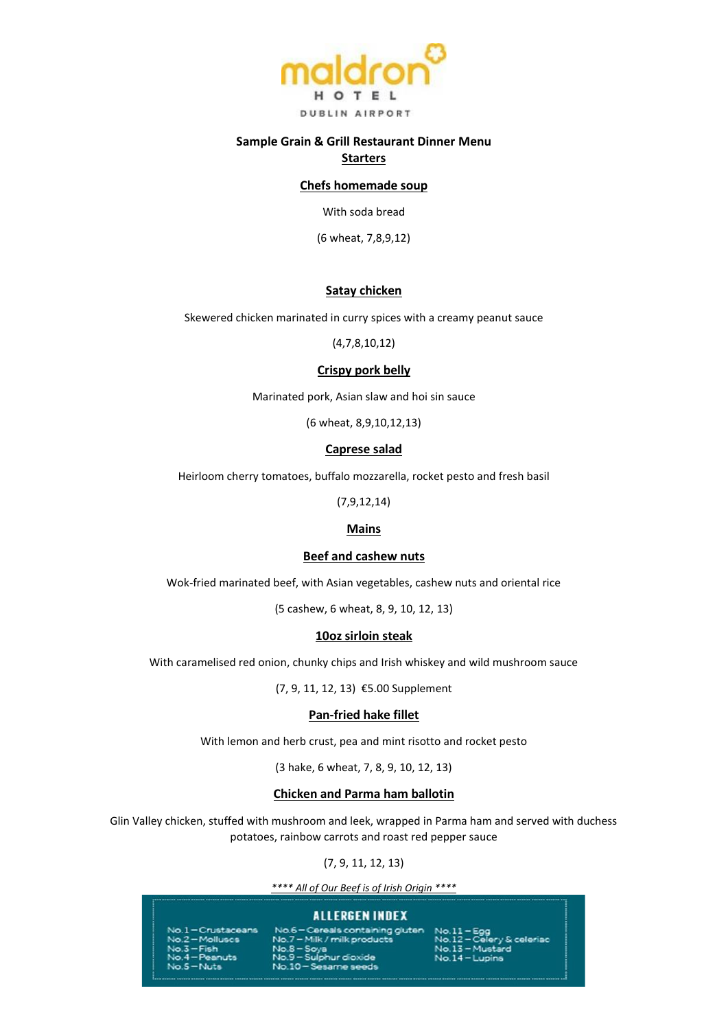maldron HOTEL DUBLIN AIRPORT

## Sample Grain & Grill Restaurant Dinner Menu

## Starters

### Chefs homemade soup

With soda bread

(6 wheat, 7,8,9,12)

### Satay chicken

Skewered chicken marinated in curry spices with a creamy peanut sauce

(4,7,8,10,12)

### Crispy pork belly

Marinated pork, Asian slaw and hoi sin sauce

(6 wheat, 8,9,10,12,13)

### Caprese salad

Heirloom cherry tomatoes, buffalo mozzarella, rocket pesto and fresh basil

(7,9,12,14)

## Mains

### Beef and cashew nuts

Wok-fried marinated beef, with Asian vegetables, cashew nuts and oriental rice

(5 cashew, 6 wheat, 8, 9, 10, 12, 13)

### 10oz sirloin steak

With caramelised red onion, chunky chips and Irish whiskey and wild mushroom sauce

(7, 9, 11, 12, 13) €5.00 Supplement

### Pan-fried hake fillet

With lemon and herb crust, pea and mint risotto and rocket pesto

(3 hake, 6 wheat, 7, 8, 9, 10, 12, 13)

### Chicken and Parma ham ballotin

Glin Valley chicken, stuffed with mushroom and leek, wrapped in Parma ham and served with duchess potatoes, rainbow carrots and roast red pepper sauce

(7, 9, 11, 12, 13)

*\*\*\*\* All of Our Beef is of Irish Origin \*\*\*\**

### ALLERGEN INDEX

No.1 – Crustaceans
No.2 – Molluscs
No.3 – Fish
No.4 – Peanuts
No.5 – Nuts
No.6 – Cereals containing gluten
No.7 – Milk / milk products
No.8 – Soya
No.9 – Sulphur dioxide
No.10 – Sesame seeds
No.11 – Egg
No.12 – Celery & celeriac
No.13 – Mustard
No.14 – Lupins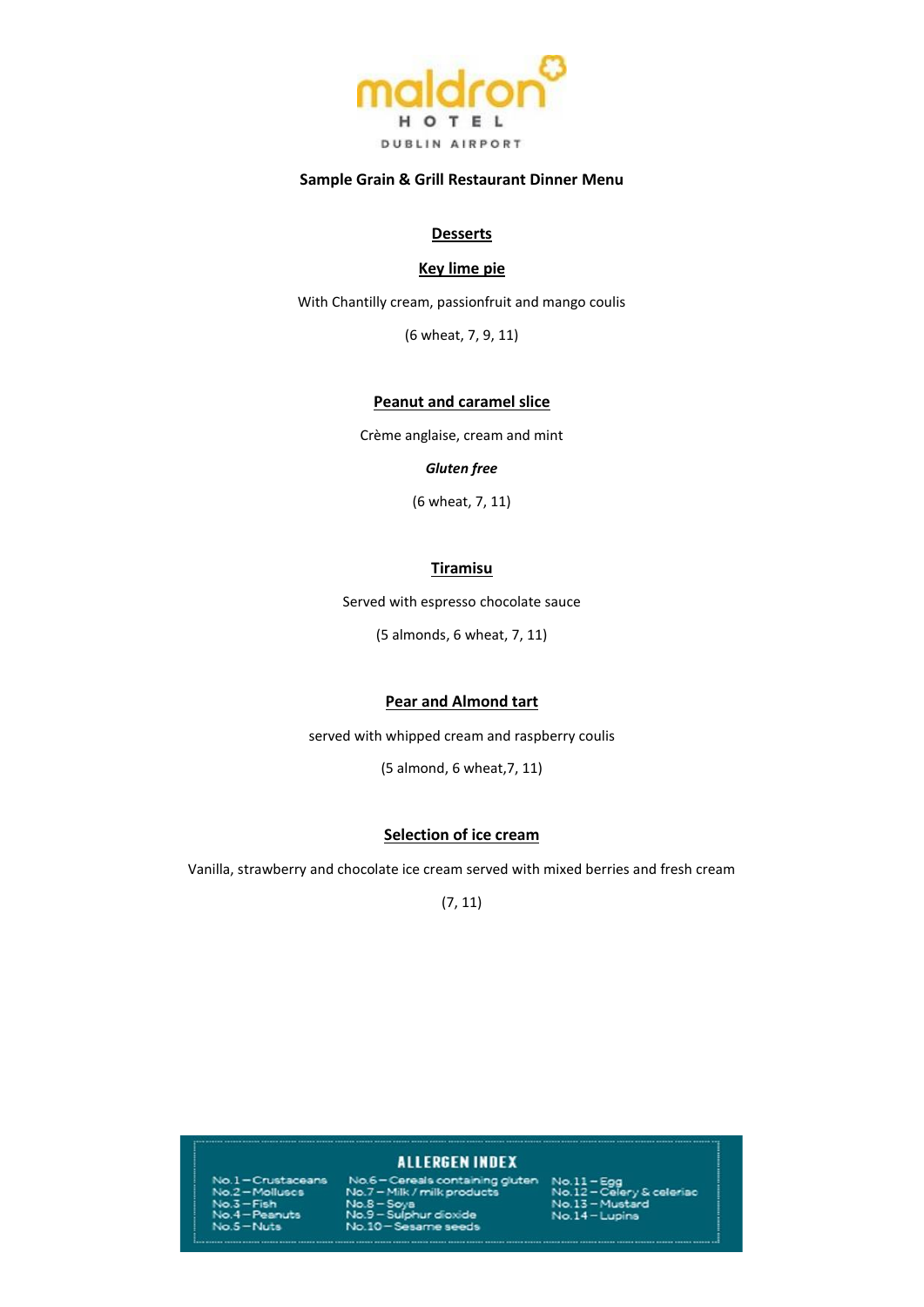maldron HOTEL DUBLIN AIRPORT

**Sample Grain & Grill Restaurant Dinner Menu**

## Desserts

### Key lime pie

With Chantilly cream, passionfruit and mango coulis

(6 wheat, 7, 9, 11)

### Peanut and caramel slice

Crème anglaise, cream and mint

***Gluten free***

(6 wheat, 7, 11)

### Tiramisu

Served with espresso chocolate sauce

(5 almonds, 6 wheat, 7, 11)

### Pear and Almond tart

served with whipped cream and raspberry coulis

(5 almond, 6 wheat,7, 11)

### Selection of ice cream

Vanilla, strawberry and chocolate ice cream served with mixed berries and fresh cream

(7, 11)

**ALLERGEN INDEX**

No.1 – Crustaceans
No.2 – Molluscs
No.3 – Fish
No.4 – Peanuts
No.5 – Nuts
No.6 – Cereals containing gluten
No.7 – Milk / milk products
No.8 – Soya
No.9 – Sulphur dioxide
No.10 – Sesame seeds
No.11 – Egg
No.12 – Celery & celeriac
No.13 – Mustard
No.14 – Lupins